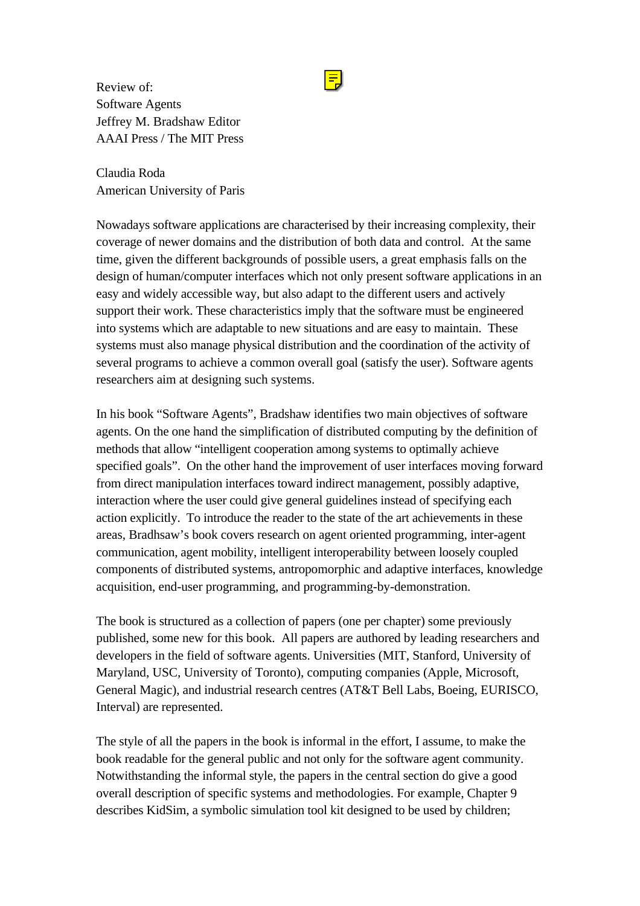Review of:
Software Agents
Jeffrey M. Bradshaw Editor
AAAI Press / The MIT Press

Claudia Roda
American University of Paris

Nowadays software applications are characterised by their increasing complexity, their coverage of newer domains and the distribution of both data and control. At the same time, given the different backgrounds of possible users, a great emphasis falls on the design of human/computer interfaces which not only present software applications in an easy and widely accessible way, but also adapt to the different users and actively support their work. These characteristics imply that the software must be engineered into systems which are adaptable to new situations and are easy to maintain. These systems must also manage physical distribution and the coordination of the activity of several programs to achieve a common overall goal (satisfy the user). Software agents researchers aim at designing such systems.

In his book "Software Agents", Bradshaw identifies two main objectives of software agents. On the one hand the simplification of distributed computing by the definition of methods that allow "intelligent cooperation among systems to optimally achieve specified goals". On the other hand the improvement of user interfaces moving forward from direct manipulation interfaces toward indirect management, possibly adaptive, interaction where the user could give general guidelines instead of specifying each action explicitly. To introduce the reader to the state of the art achievements in these areas, Bradhsaw's book covers research on agent oriented programming, inter-agent communication, agent mobility, intelligent interoperability between loosely coupled components of distributed systems, antropomorphic and adaptive interfaces, knowledge acquisition, end-user programming, and programming-by-demonstration.

The book is structured as a collection of papers (one per chapter) some previously published, some new for this book. All papers are authored by leading researchers and developers in the field of software agents. Universities (MIT, Stanford, University of Maryland, USC, University of Toronto), computing companies (Apple, Microsoft, General Magic), and industrial research centres (AT&T Bell Labs, Boeing, EURISCO, Interval) are represented.

The style of all the papers in the book is informal in the effort, I assume, to make the book readable for the general public and not only for the software agent community. Notwithstanding the informal style, the papers in the central section do give a good overall description of specific systems and methodologies. For example, Chapter 9 describes KidSim, a symbolic simulation tool kit designed to be used by children;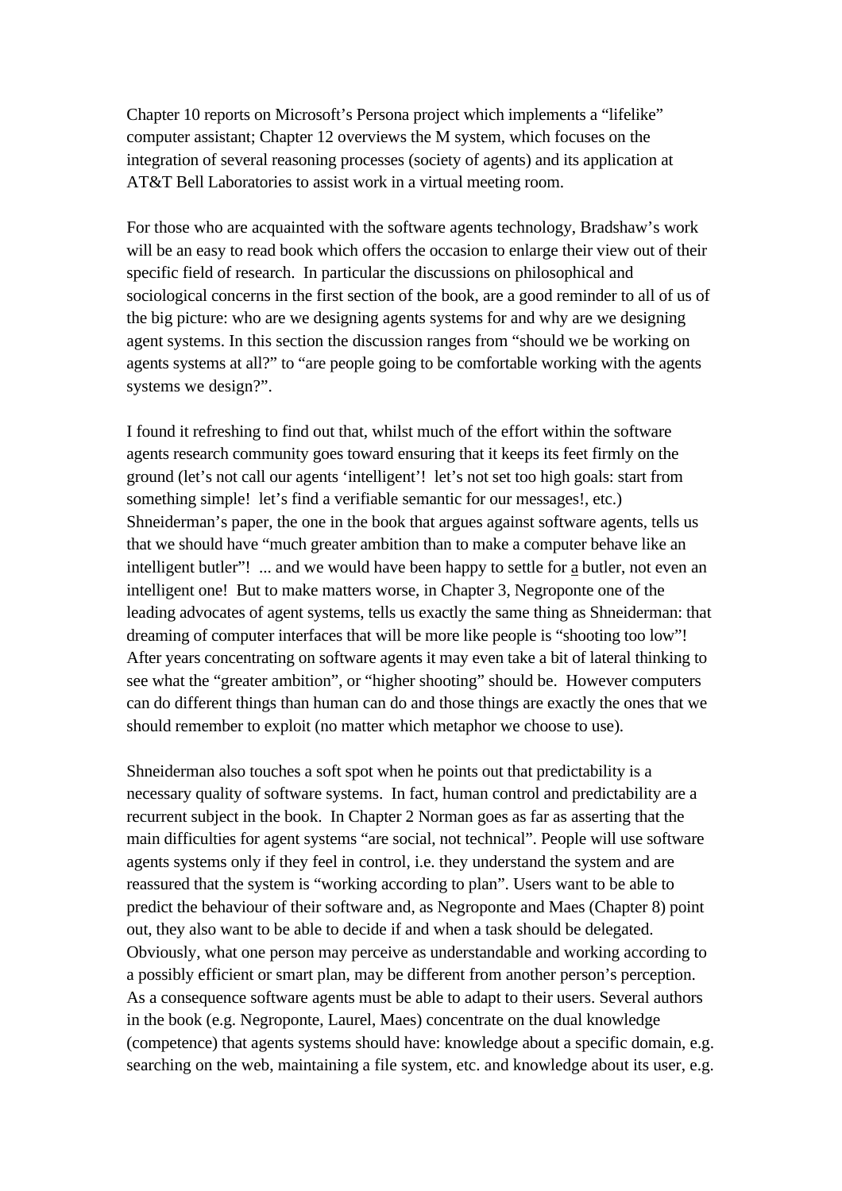Chapter 10 reports on Microsoft's Persona project which implements a "lifelike" computer assistant; Chapter 12 overviews the M system, which focuses on the integration of several reasoning processes (society of agents) and its application at AT&T Bell Laboratories to assist work in a virtual meeting room.

For those who are acquainted with the software agents technology, Bradshaw's work will be an easy to read book which offers the occasion to enlarge their view out of their specific field of research. In particular the discussions on philosophical and sociological concerns in the first section of the book, are a good reminder to all of us of the big picture: who are we designing agents systems for and why are we designing agent systems. In this section the discussion ranges from "should we be working on agents systems at all?" to "are people going to be comfortable working with the agents systems we design?".

I found it refreshing to find out that, whilst much of the effort within the software agents research community goes toward ensuring that it keeps its feet firmly on the ground (let's not call our agents 'intelligent'! let's not set too high goals: start from something simple! let's find a verifiable semantic for our messages!, etc.) Shneiderman's paper, the one in the book that argues against software agents, tells us that we should have "much greater ambition than to make a computer behave like an intelligent butler"! ... and we would have been happy to settle for <u>a</u> butler, not even an intelligent one! But to make matters worse, in Chapter 3, Negroponte one of the leading advocates of agent systems, tells us exactly the same thing as Shneiderman: that dreaming of computer interfaces that will be more like people is "shooting too low"! After years concentrating on software agents it may even take a bit of lateral thinking to see what the "greater ambition", or "higher shooting" should be. However computers can do different things than human can do and those things are exactly the ones that we should remember to exploit (no matter which metaphor we choose to use).

Shneiderman also touches a soft spot when he points out that predictability is a necessary quality of software systems. In fact, human control and predictability are a recurrent subject in the book. In Chapter 2 Norman goes as far as asserting that the main difficulties for agent systems "are social, not technical". People will use software agents systems only if they feel in control, i.e. they understand the system and are reassured that the system is "working according to plan". Users want to be able to predict the behaviour of their software and, as Negroponte and Maes (Chapter 8) point out, they also want to be able to decide if and when a task should be delegated. Obviously, what one person may perceive as understandable and working according to a possibly efficient or smart plan, may be different from another person's perception. As a consequence software agents must be able to adapt to their users. Several authors in the book (e.g. Negroponte, Laurel, Maes) concentrate on the dual knowledge (competence) that agents systems should have: knowledge about a specific domain, e.g. searching on the web, maintaining a file system, etc. and knowledge about its user, e.g.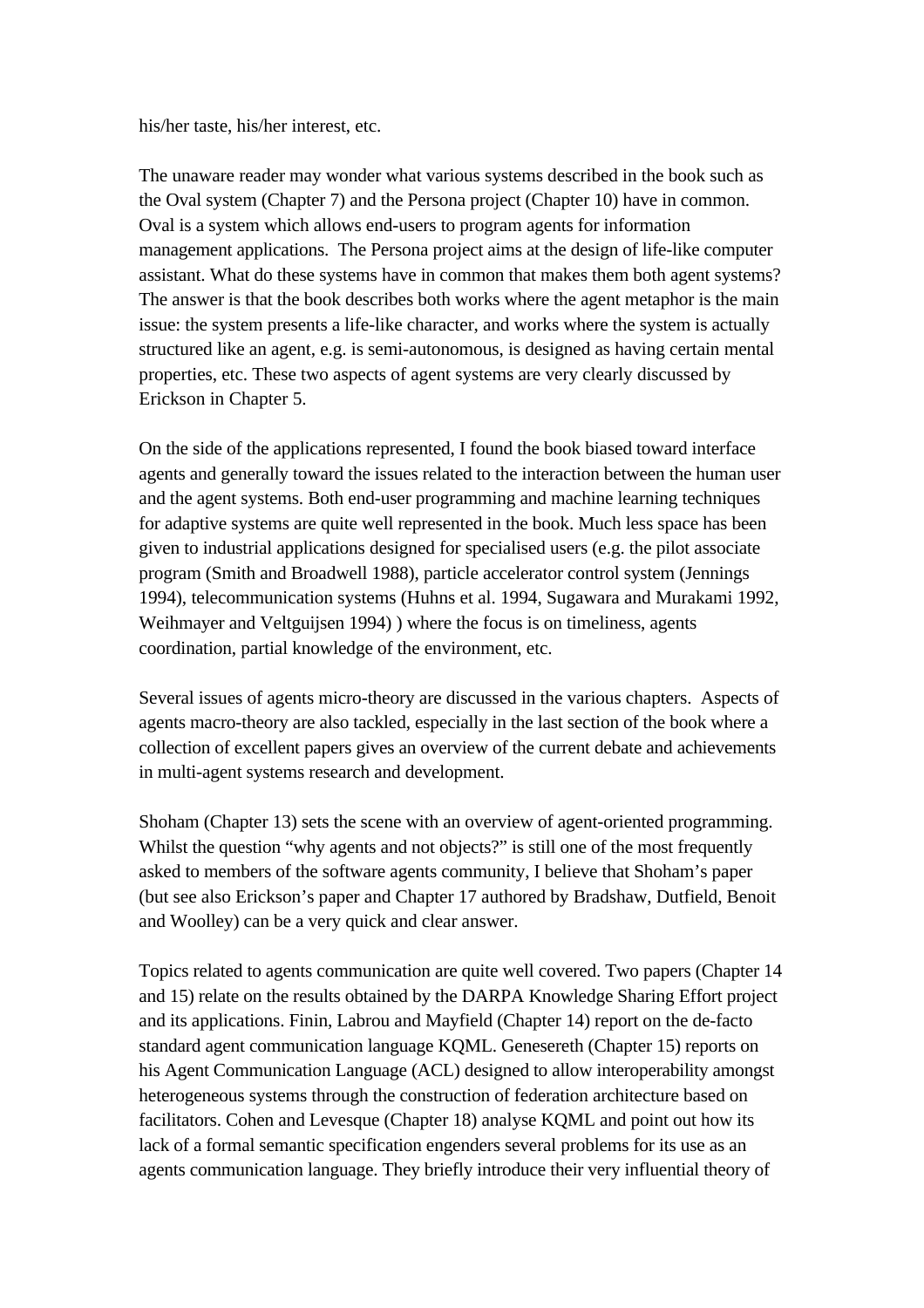his/her taste, his/her interest, etc.

The unaware reader may wonder what various systems described in the book such as the Oval system (Chapter 7) and the Persona project (Chapter 10) have in common. Oval is a system which allows end-users to program agents for information management applications. The Persona project aims at the design of life-like computer assistant. What do these systems have in common that makes them both agent systems? The answer is that the book describes both works where the agent metaphor is the main issue: the system presents a life-like character, and works where the system is actually structured like an agent, e.g. is semi-autonomous, is designed as having certain mental properties, etc. These two aspects of agent systems are very clearly discussed by Erickson in Chapter 5.

On the side of the applications represented, I found the book biased toward interface agents and generally toward the issues related to the interaction between the human user and the agent systems. Both end-user programming and machine learning techniques for adaptive systems are quite well represented in the book. Much less space has been given to industrial applications designed for specialised users (e.g. the pilot associate program (Smith and Broadwell 1988), particle accelerator control system (Jennings 1994), telecommunication systems (Huhns et al. 1994, Sugawara and Murakami 1992, Weihmayer and Veltguijsen 1994) ) where the focus is on timeliness, agents coordination, partial knowledge of the environment, etc.

Several issues of agents micro-theory are discussed in the various chapters. Aspects of agents macro-theory are also tackled, especially in the last section of the book where a collection of excellent papers gives an overview of the current debate and achievements in multi-agent systems research and development.

Shoham (Chapter 13) sets the scene with an overview of agent-oriented programming. Whilst the question "why agents and not objects?" is still one of the most frequently asked to members of the software agents community, I believe that Shoham's paper (but see also Erickson's paper and Chapter 17 authored by Bradshaw, Dutfield, Benoit and Woolley) can be a very quick and clear answer.

Topics related to agents communication are quite well covered. Two papers (Chapter 14 and 15) relate on the results obtained by the DARPA Knowledge Sharing Effort project and its applications. Finin, Labrou and Mayfield (Chapter 14) report on the de-facto standard agent communication language KQML. Genesereth (Chapter 15) reports on his Agent Communication Language (ACL) designed to allow interoperability amongst heterogeneous systems through the construction of federation architecture based on facilitators. Cohen and Levesque (Chapter 18) analyse KQML and point out how its lack of a formal semantic specification engenders several problems for its use as an agents communication language. They briefly introduce their very influential theory of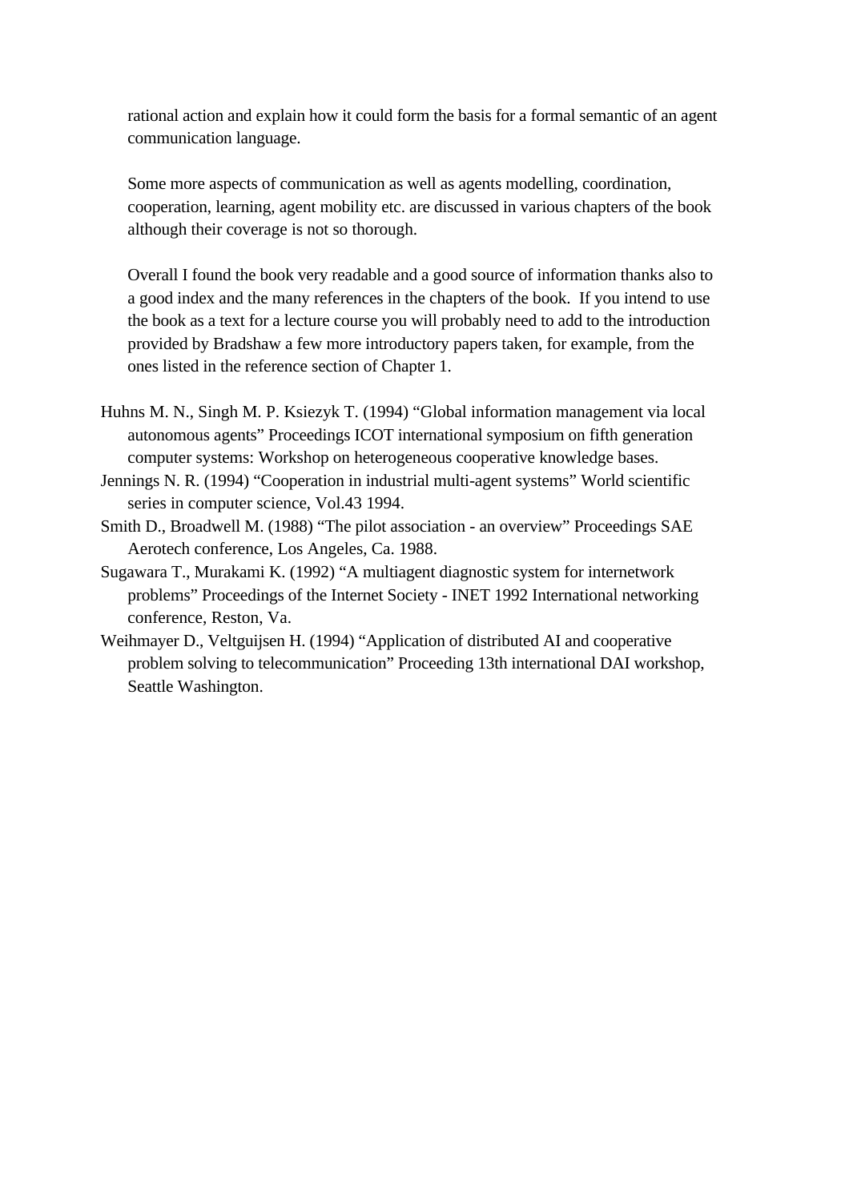rational action and explain how it could form the basis for a formal semantic of an agent communication language.

Some more aspects of communication as well as agents modelling, coordination, cooperation, learning, agent mobility etc. are discussed in various chapters of the book although their coverage is not so thorough.

Overall I found the book very readable and a good source of information thanks also to a good index and the many references in the chapters of the book.  If you intend to use the book as a text for a lecture course you will probably need to add to the introduction provided by Bradshaw a few more introductory papers taken, for example, from the ones listed in the reference section of Chapter 1.

Huhns M. N., Singh M. P. Ksiezyk T. (1994) "Global information management via local autonomous agents" Proceedings ICOT international symposium on fifth generation computer systems: Workshop on heterogeneous cooperative knowledge bases.

Jennings N. R. (1994) "Cooperation in industrial multi-agent systems" World scientific series in computer science, Vol.43 1994.

Smith D., Broadwell M. (1988) "The pilot association - an overview" Proceedings SAE Aerotech conference, Los Angeles, Ca. 1988.

Sugawara T., Murakami K. (1992) "A multiagent diagnostic system for internetwork problems" Proceedings of the Internet Society - INET 1992 International networking conference, Reston, Va.

Weihmayer D., Veltguijsen H. (1994) "Application of distributed AI and cooperative problem solving to telecommunication" Proceeding 13th international DAI workshop, Seattle Washington.